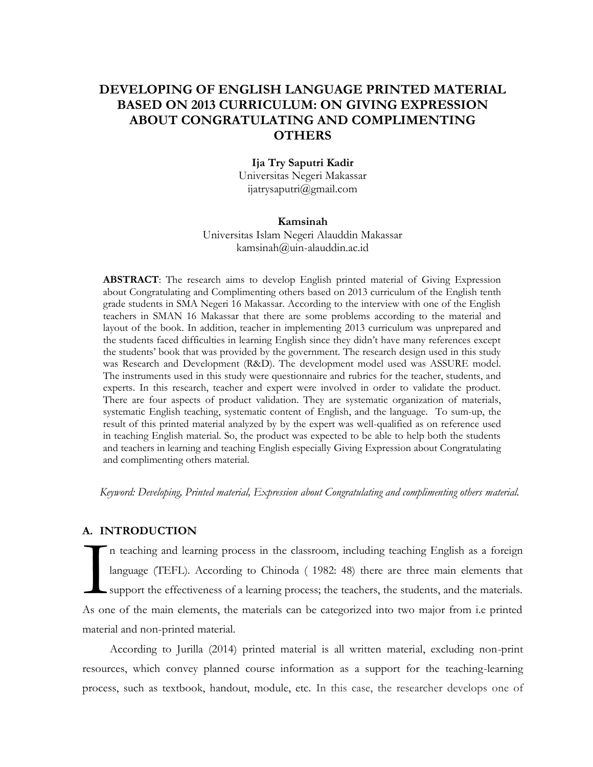# DEVELOPING OF ENGLISH LANGUAGE PRINTED MATERIAL BASED ON 2013 CURRICULUM: ON GIVING EXPRESSION ABOUT CONGRATULATING AND COMPLIMENTING OTHERS

**Ija Try Saputri Kadir**
Universitas Negeri Makassar
ijatrysaputri@gmail.com

**Kamsinah**
Universitas Islam Negeri Alauddin Makassar
kamsinah@uin-alauddin.ac.id

**ABSTRACT**: The research aims to develop English printed material of Giving Expression about Congratulating and Complimenting others based on 2013 curriculum of the English tenth grade students in SMA Negeri 16 Makassar. According to the interview with one of the English teachers in SMAN 16 Makassar that there are some problems according to the material and layout of the book. In addition, teacher in implementing 2013 curriculum was unprepared and the students faced difficulties in learning English since they didn't have many references except the students' book that was provided by the government. The research design used in this study was Research and Development (R&D). The development model used was ASSURE model. The instruments used in this study were questionnaire and rubrics for the teacher, students, and experts. In this research, teacher and expert were involved in order to validate the product. There are four aspects of product validation. They are systematic organization of materials, systematic English teaching, systematic content of English, and the language. To sum-up, the result of this printed material analyzed by by the expert was well-qualified as on reference used in teaching English material. So, the product was expected to be able to help both the students and teachers in learning and teaching English especially Giving Expression about Congratulating and complimenting others material.

*Keyword: Developing, Printed material, Expression about Congratulating and complimenting others material.*

## A. INTRODUCTION

In teaching and learning process in the classroom, including teaching English as a foreign language (TEFL). According to Chinoda ( 1982: 48) there are three main elements that support the effectiveness of a learning process; the teachers, the students, and the materials. As one of the main elements, the materials can be categorized into two major from i.e printed material and non-printed material.

According to Jurilla (2014) printed material is all written material, excluding non-print resources, which convey planned course information as a support for the teaching-learning process, such as textbook, handout, module, etc. In this case, the researcher develops one of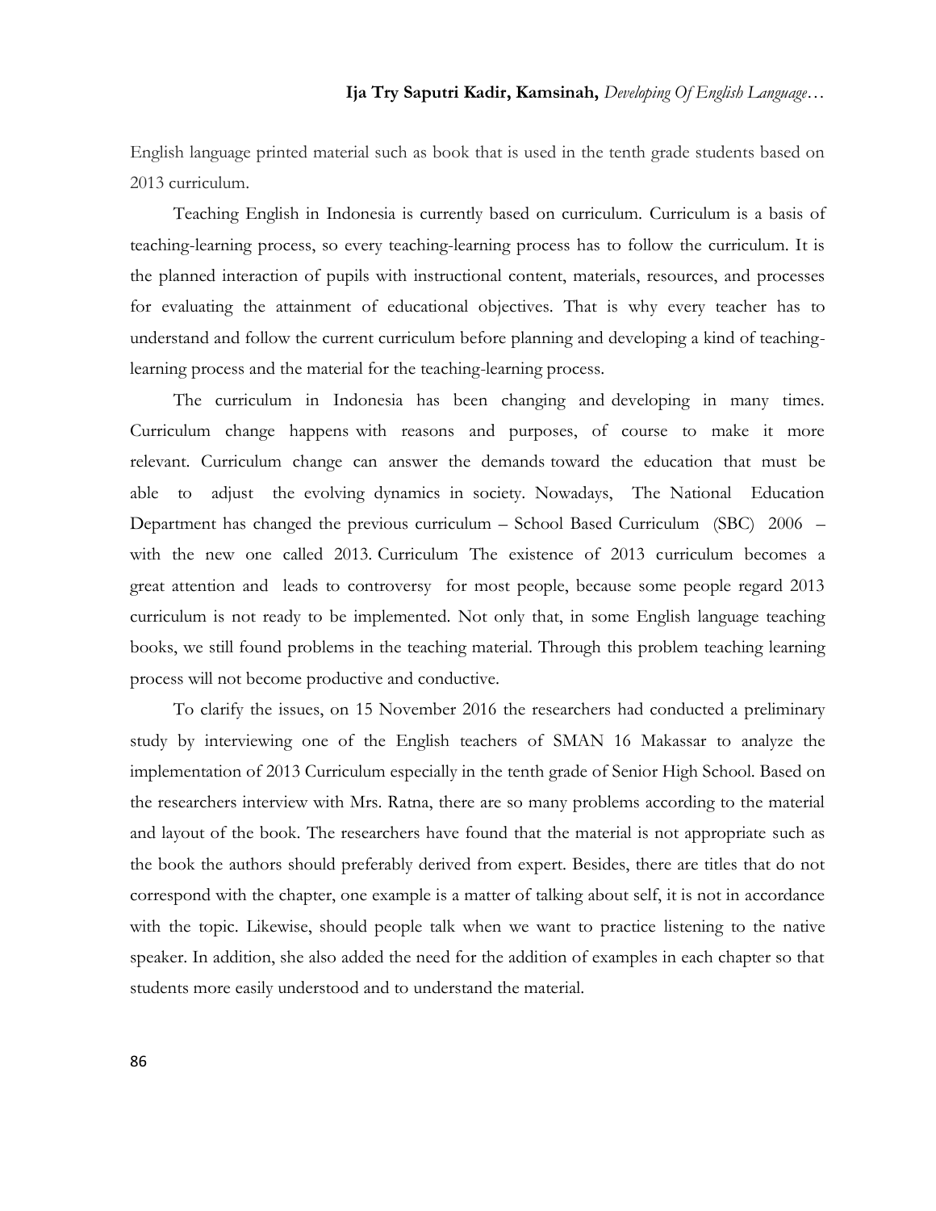English language printed material such as book that is used in the tenth grade students based on 2013 curriculum.

Teaching English in Indonesia is currently based on curriculum. Curriculum is a basis of teaching-learning process, so every teaching-learning process has to follow the curriculum. It is the planned interaction of pupils with instructional content, materials, resources, and processes for evaluating the attainment of educational objectives. That is why every teacher has to understand and follow the current curriculum before planning and developing a kind of teaching-learning process and the material for the teaching-learning process.

The curriculum in Indonesia has been changing and developing in many times. Curriculum change happens with reasons and purposes, of course to make it more relevant. Curriculum change can answer the demands toward the education that must be able to adjust the evolving dynamics in society. Nowadays, The National Education Department has changed the previous curriculum – School Based Curriculum (SBC) 2006 – with the new one called 2013. Curriculum The existence of 2013 curriculum becomes a great attention and leads to controversy for most people, because some people regard 2013 curriculum is not ready to be implemented. Not only that, in some English language teaching books, we still found problems in the teaching material. Through this problem teaching learning process will not become productive and conductive.

To clarify the issues, on 15 November 2016 the researchers had conducted a preliminary study by interviewing one of the English teachers of SMAN 16 Makassar to analyze the implementation of 2013 Curriculum especially in the tenth grade of Senior High School. Based on the researchers interview with Mrs. Ratna, there are so many problems according to the material and layout of the book. The researchers have found that the material is not appropriate such as the book the authors should preferably derived from expert. Besides, there are titles that do not correspond with the chapter, one example is a matter of talking about self, it is not in accordance with the topic. Likewise, should people talk when we want to practice listening to the native speaker. In addition, she also added the need for the addition of examples in each chapter so that students more easily understood and to understand the material.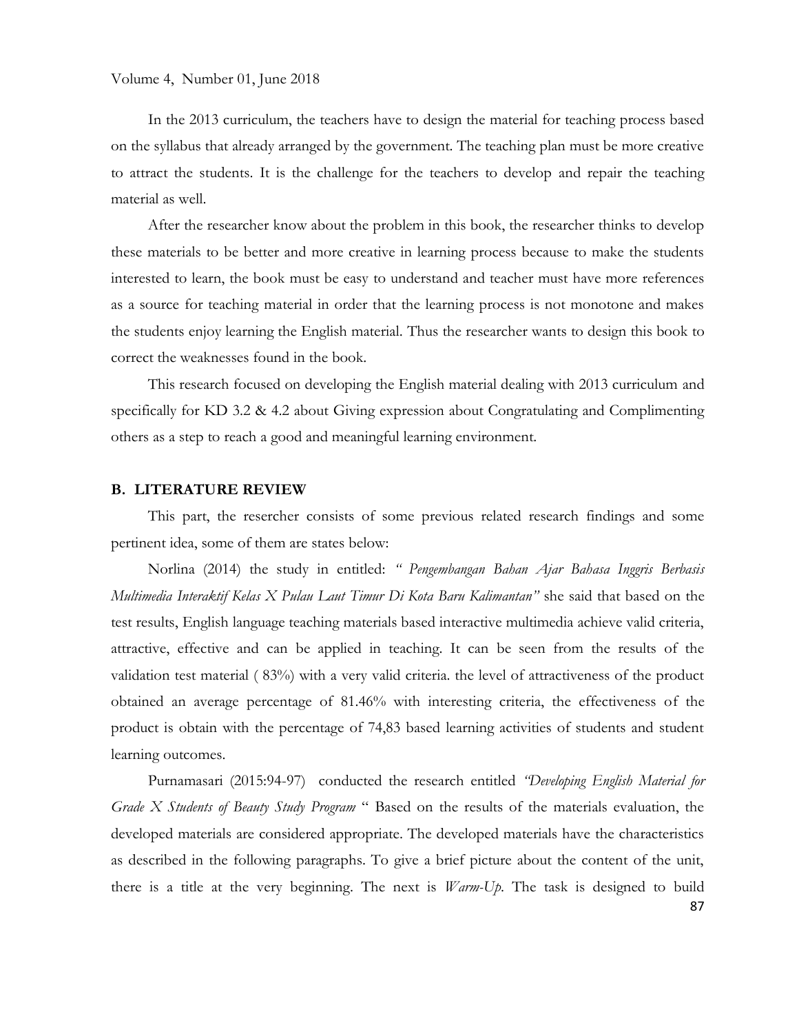In the 2013 curriculum, the teachers have to design the material for teaching process based on the syllabus that already arranged by the government. The teaching plan must be more creative to attract the students. It is the challenge for the teachers to develop and repair the teaching material as well.

After the researcher know about the problem in this book, the researcher thinks to develop these materials to be better and more creative in learning process because to make the students interested to learn, the book must be easy to understand and teacher must have more references as a source for teaching material in order that the learning process is not monotone and makes the students enjoy learning the English material. Thus the researcher wants to design this book to correct the weaknesses found in the book.

This research focused on developing the English material dealing with 2013 curriculum and specifically for KD 3.2 & 4.2 about Giving expression about Congratulating and Complimenting others as a step to reach a good and meaningful learning environment.

## B. LITERATURE REVIEW

This part, the resercher consists of some previous related research findings and some pertinent idea, some of them are states below:

Norlina (2014) the study in entitled: *" Pengembangan Bahan Ajar Bahasa Inggris Berbasis Multimedia Interaktif Kelas X Pulau Laut Timur Di Kota Baru Kalimantan"* she said that based on the test results, English language teaching materials based interactive multimedia achieve valid criteria, attractive, effective and can be applied in teaching. It can be seen from the results of the validation test material ( 83%) with a very valid criteria. the level of attractiveness of the product obtained an average percentage of 81.46% with interesting criteria, the effectiveness of the product is obtain with the percentage of 74,83 based learning activities of students and student learning outcomes.

Purnamasari (2015:94-97) conducted the research entitled *"Developing English Material for Grade X Students of Beauty Study Program* " Based on the results of the materials evaluation, the developed materials are considered appropriate. The developed materials have the characteristics as described in the following paragraphs. To give a brief picture about the content of the unit, there is a title at the very beginning. The next is *Warm-Up*. The task is designed to build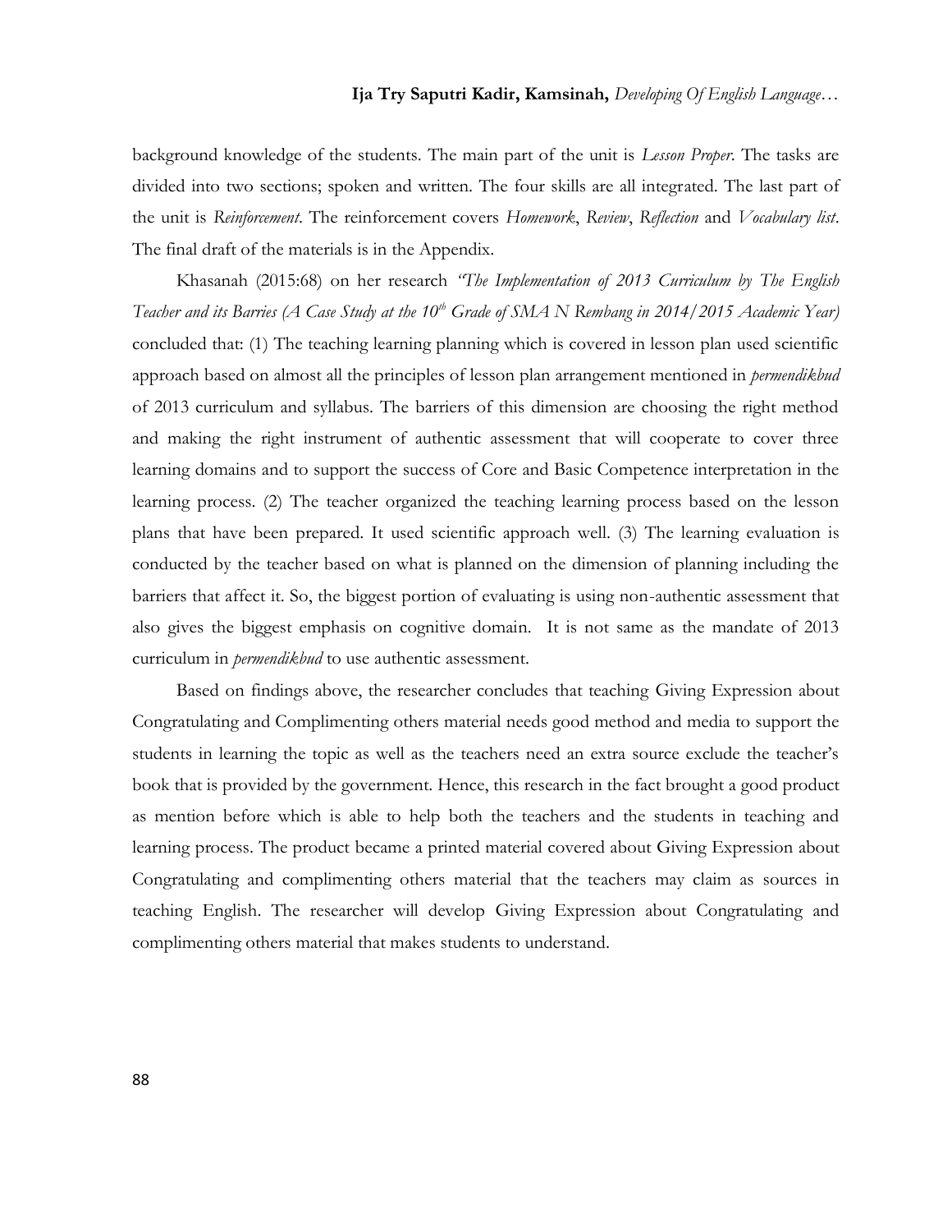background knowledge of the students. The main part of the unit is *Lesson Proper*. The tasks are divided into two sections; spoken and written. The four skills are all integrated. The last part of the unit is *Reinforcement*. The reinforcement covers *Homework*, *Review*, *Reflection* and *Vocabulary list*. The final draft of the materials is in the Appendix.

Khasanah (2015:68) on her research *"The Implementation of 2013 Curriculum by The English Teacher and its Barries (A Case Study at the 10th Grade of SMA N Rembang in 2014/2015 Academic Year)* concluded that: (1) The teaching learning planning which is covered in lesson plan used scientific approach based on almost all the principles of lesson plan arrangement mentioned in *permendikbud* of 2013 curriculum and syllabus. The barriers of this dimension are choosing the right method and making the right instrument of authentic assessment that will cooperate to cover three learning domains and to support the success of Core and Basic Competence interpretation in the learning process. (2) The teacher organized the teaching learning process based on the lesson plans that have been prepared. It used scientific approach well. (3) The learning evaluation is conducted by the teacher based on what is planned on the dimension of planning including the barriers that affect it. So, the biggest portion of evaluating is using non-authentic assessment that also gives the biggest emphasis on cognitive domain. It is not same as the mandate of 2013 curriculum in *permendikbud* to use authentic assessment.

Based on findings above, the researcher concludes that teaching Giving Expression about Congratulating and Complimenting others material needs good method and media to support the students in learning the topic as well as the teachers need an extra source exclude the teacher's book that is provided by the government. Hence, this research in the fact brought a good product as mention before which is able to help both the teachers and the students in teaching and learning process. The product became a printed material covered about Giving Expression about Congratulating and complimenting others material that the teachers may claim as sources in teaching English. The researcher will develop Giving Expression about Congratulating and complimenting others material that makes students to understand.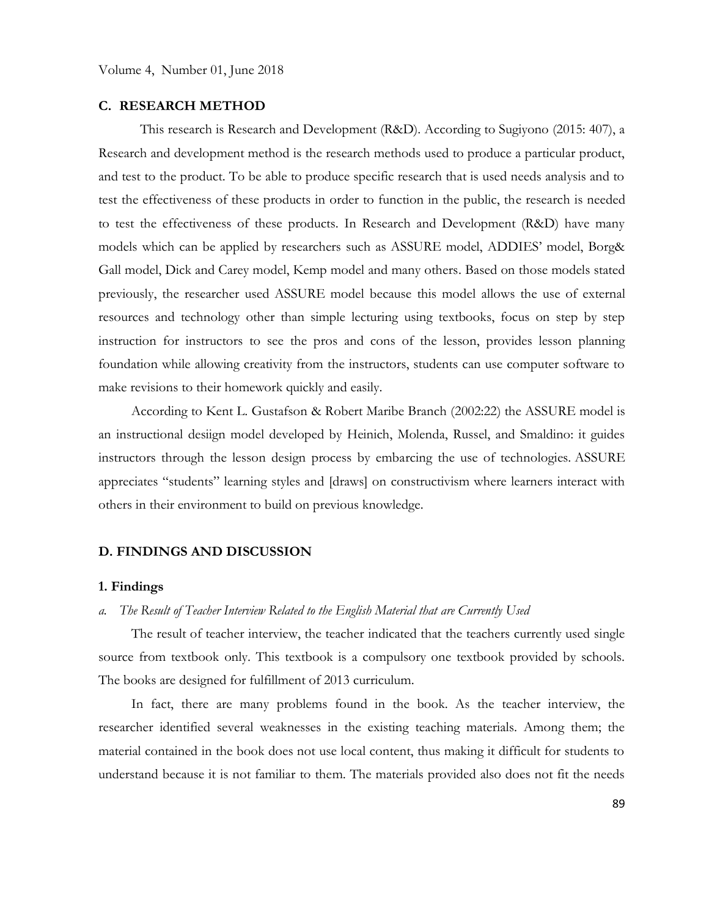## C. RESEARCH METHOD

This research is Research and Development (R&D). According to Sugiyono (2015: 407), a Research and development method is the research methods used to produce a particular product, and test to the product. To be able to produce specific research that is used needs analysis and to test the effectiveness of these products in order to function in the public, the research is needed to test the effectiveness of these products. In Research and Development (R&D) have many models which can be applied by researchers such as ASSURE model, ADDIES' model, Borg& Gall model, Dick and Carey model, Kemp model and many others. Based on those models stated previously, the researcher used ASSURE model because this model allows the use of external resources and technology other than simple lecturing using textbooks, focus on step by step instruction for instructors to see the pros and cons of the lesson, provides lesson planning foundation while allowing creativity from the instructors, students can use computer software to make revisions to their homework quickly and easily.

According to Kent L. Gustafson & Robert Maribe Branch (2002:22) the ASSURE model is an instructional desiign model developed by Heinich, Molenda, Russel, and Smaldino: it guides instructors through the lesson design process by embarcing the use of technologies. ASSURE appreciates "students" learning styles and [draws] on constructivism where learners interact with others in their environment to build on previous knowledge.

## D. FINDINGS AND DISCUSSION

### 1. Findings

*a. The Result of Teacher Interview Related to the English Material that are Currently Used*

The result of teacher interview, the teacher indicated that the teachers currently used single source from textbook only. This textbook is a compulsory one textbook provided by schools. The books are designed for fulfillment of 2013 curriculum.

In fact, there are many problems found in the book. As the teacher interview, the researcher identified several weaknesses in the existing teaching materials. Among them; the material contained in the book does not use local content, thus making it difficult for students to understand because it is not familiar to them. The materials provided also does not fit the needs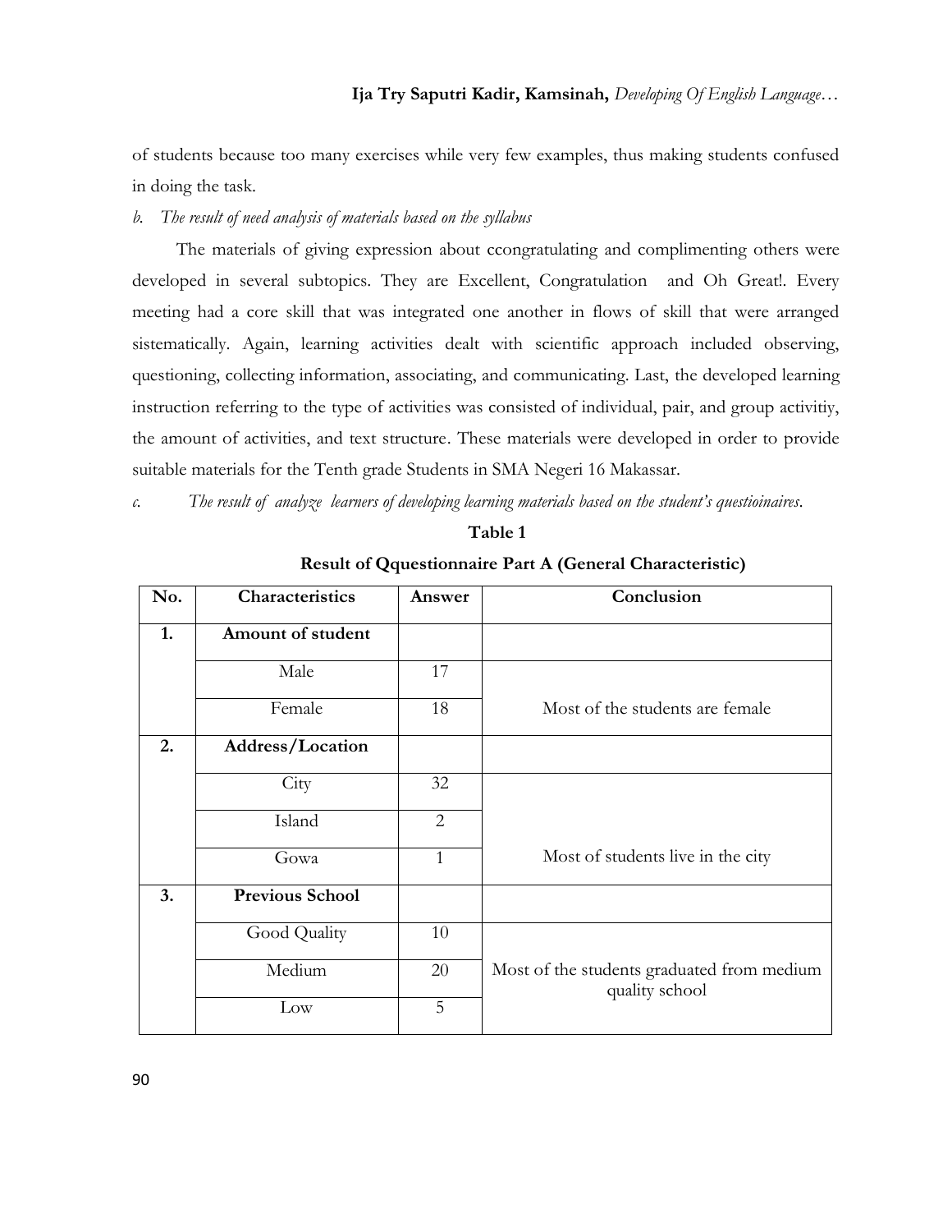of students because too many exercises while very few examples, thus making students confused in doing the task.

*b. The result of need analysis of materials based on the syllabus*

The materials of giving expression about ccongratulating and complimenting others were developed in several subtopics. They are Excellent, Congratulation and Oh Great!. Every meeting had a core skill that was integrated one another in flows of skill that were arranged sistematically. Again, learning activities dealt with scientific approach included observing, questioning, collecting information, associating, and communicating. Last, the developed learning instruction referring to the type of activities was consisted of individual, pair, and group activitiy, the amount of activities, and text structure. These materials were developed in order to provide suitable materials for the Tenth grade Students in SMA Negeri 16 Makassar.

*c. The result of analyze learners of developing learning materials based on the student's questioinaires.*

**Table 1**

**Result of Qquestionnaire Part A (General Characteristic)**

| No. | Characteristics | Answer | Conclusion |
|---|---|---|---|
| 1. | **Amount of student** | | |
| | Male | 17 | |
| | Female | 18 | Most of the students are female |
| 2. | **Address/Location** | | |
| | City | 32 | |
| | Island | 2 | |
| | Gowa | 1 | Most of students live in the city |
| 3. | **Previous School** | | |
| | Good Quality | 10 | |
| | Medium | 20 | Most of the students graduated from medium quality school |
| | Low | 5 | |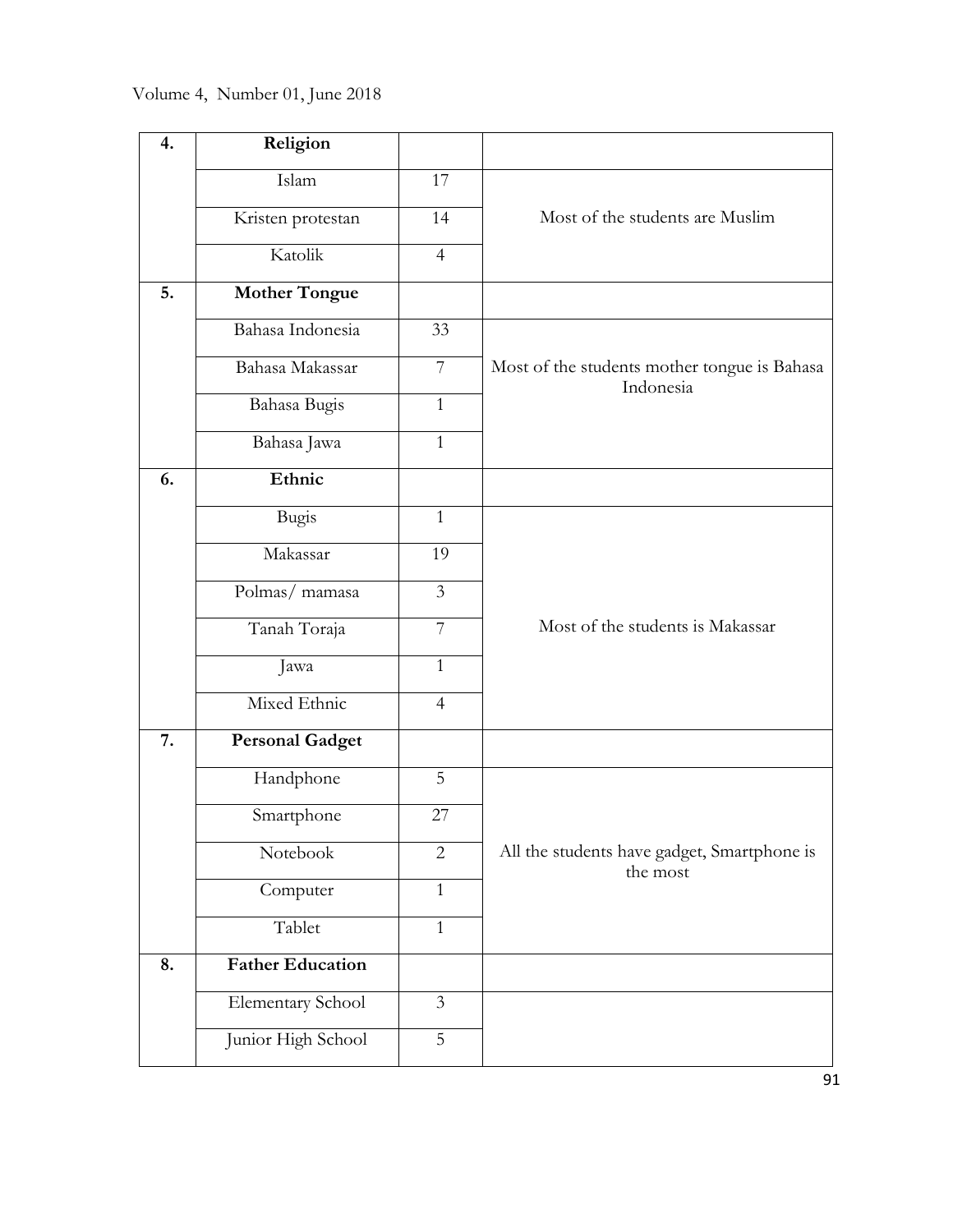| 4. | **Religion** | | |
|---|---|---|---|
| | Islam | 17 | Most of the students are Muslim |
| | Kristen protestan | 14 | |
| | Katolik | 4 | |
| 5. | **Mother Tongue** | | |
| | Bahasa Indonesia | 33 | Most of the students mother tongue is Bahasa Indonesia |
| | Bahasa Makassar | 7 | |
| | Bahasa Bugis | 1 | |
| | Bahasa Jawa | 1 | |
| 6. | **Ethnic** | | |
| | Bugis | 1 | Most of the students is Makassar |
| | Makassar | 19 | |
| | Polmas/ mamasa | 3 | |
| | Tanah Toraja | 7 | |
| | Jawa | 1 | |
| | Mixed Ethnic | 4 | |
| 7. | **Personal Gadget** | | |
| | Handphone | 5 | All the students have gadget, Smartphone is the most |
| | Smartphone | 27 | |
| | Notebook | 2 | |
| | Computer | 1 | |
| | Tablet | 1 | |
| 8. | **Father Education** | | |
| | Elementary School | 3 | |
| | Junior High School | 5 | |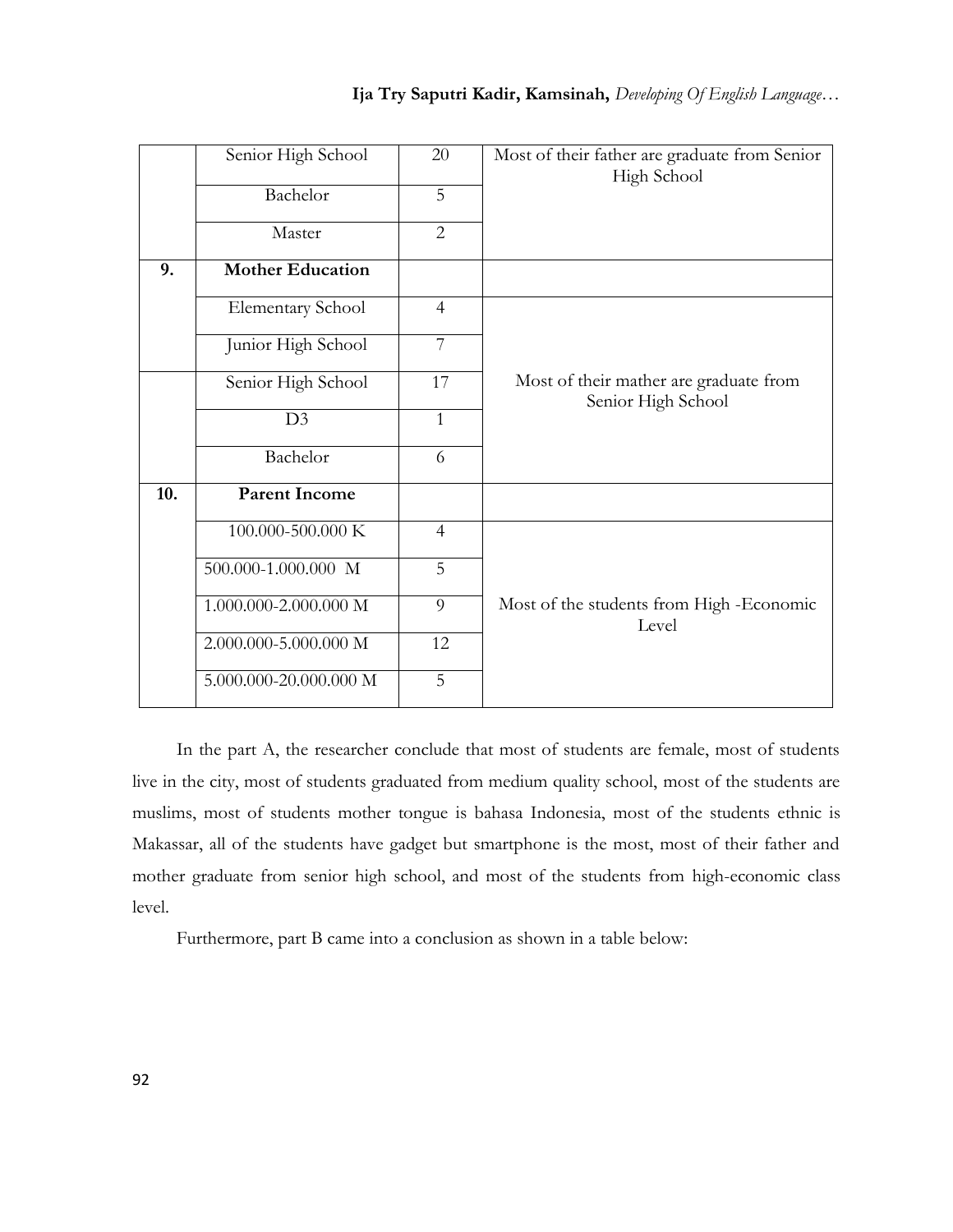| | | | |
|---|---|---|---|
| | Senior High School | 20 | Most of their father are graduate from Senior High School |
| | Bachelor | 5 | |
| | Master | 2 | |
| **9.** | **Mother Education** | | |
| | Elementary School | 4 | |
| | Junior High School | 7 | |
| | Senior High School | 17 | Most of their mather are graduate from Senior High School |
| | D3 | 1 | |
| | Bachelor | 6 | |
| **10.** | **Parent Income** | | |
| | 100.000-500.000 K | 4 | |
| | 500.000-1.000.000 M | 5 | |
| | 1.000.000-2.000.000 M | 9 | Most of the students from High -Economic Level |
| | 2.000.000-5.000.000 M | 12 | |
| | 5.000.000-20.000.000 M | 5 | |

In the part A, the researcher conclude that most of students are female, most of students live in the city, most of students graduated from medium quality school, most of the students are muslims, most of students mother tongue is bahasa Indonesia, most of the students ethnic is Makassar, all of the students have gadget but smartphone is the most, most of their father and mother graduate from senior high school, and most of the students from high-economic class level.

Furthermore, part B came into a conclusion as shown in a table below: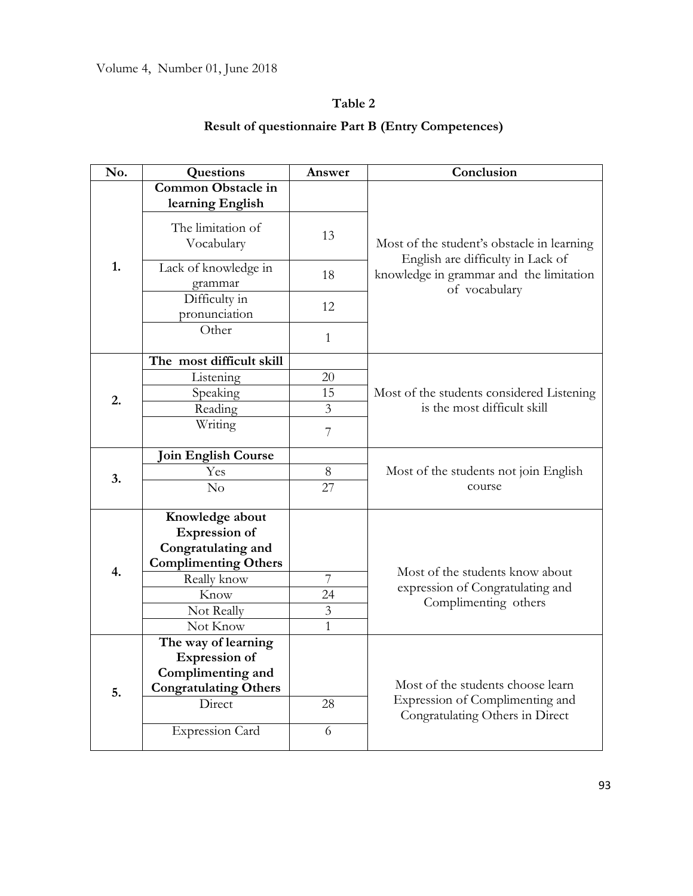**Table 2**

**Result of questionnaire Part B (Entry Competences)**

| No. | Questions | Answer | Conclusion |
|---|---|---|---|
| 1. | **Common Obstacle in learning English** | | Most of the student's obstacle in learning English are difficulty in Lack of knowledge in grammar and the limitation of vocabulary |
| | The limitation of Vocabulary | 13 | |
| | Lack of knowledge in grammar | 18 | |
| | Difficulty in pronunciation | 12 | |
| | Other | 1 | |
| 2. | **The most difficult skill** | | Most of the students considered Listening is the most difficult skill |
| | Listening | 20 | |
| | Speaking | 15 | |
| | Reading | 3 | |
| | Writing | 7 | |
| 3. | **Join English Course** | | Most of the students not join English course |
| | Yes | 8 | |
| | No | 27 | |
| 4. | **Knowledge about Expression of Congratulating and Complimenting Others** | | Most of the students know about expression of Congratulating and Complimenting others |
| | Really know | 7 | |
| | Know | 24 | |
| | Not Really | 3 | |
| | Not Know | 1 | |
| 5. | **The way of learning Expression of Complimenting and Congratulating Others** | | Most of the students choose learn Expression of Complimenting and Congratulating Others in Direct |
| | Direct | 28 | |
| | Expression Card | 6 | |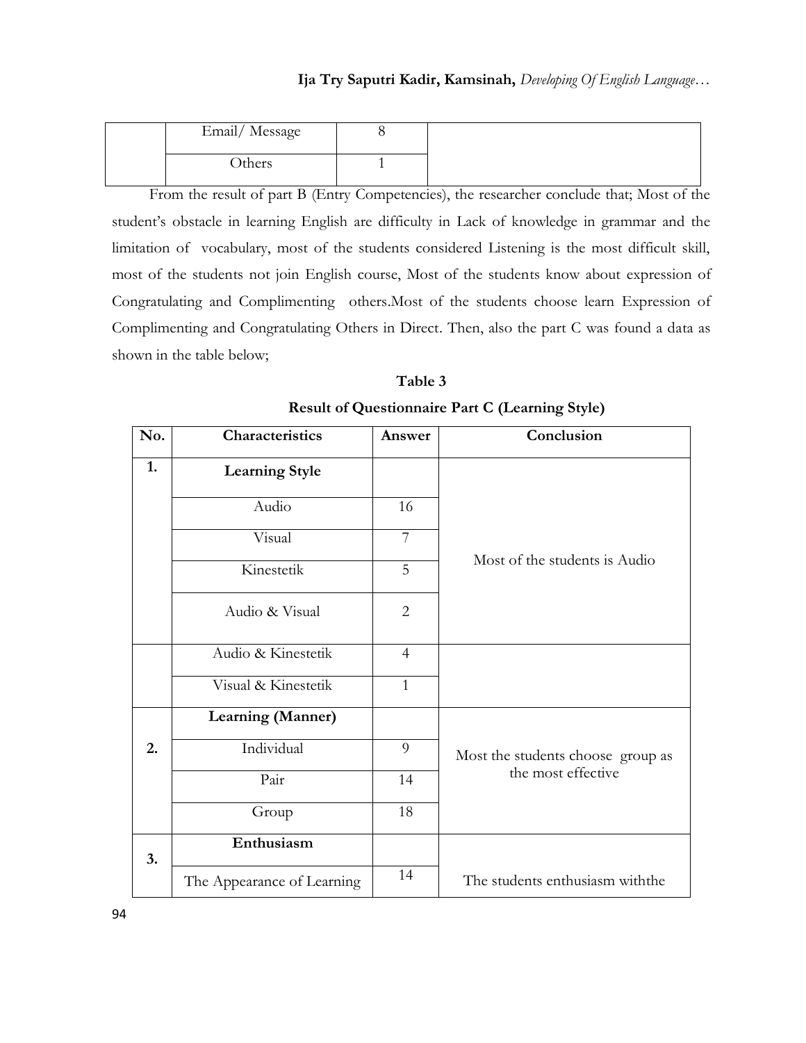| | | | |
|---|---|---|---|
| | Email/ Message | 8 | |
| | Others | 1 | |

From the result of part B (Entry Competencies), the researcher conclude that; Most of the student's obstacle in learning English are difficulty in Lack of knowledge in grammar and the limitation of vocabulary, most of the students considered Listening is the most difficult skill, most of the students not join English course, Most of the students know about expression of Congratulating and Complimenting others.Most of the students choose learn Expression of Complimenting and Congratulating Others in Direct. Then, also the part C was found a data as shown in the table below;

**Table 3**

**Result of Questionnaire Part C (Learning Style)**

| No. | Characteristics | Answer | Conclusion |
|---|---|---|---|
| 1. | **Learning Style** | | Most of the students is Audio |
| | Audio | 16 | |
| | Visual | 7 | |
| | Kinestetik | 5 | |
| | Audio & Visual | 2 | |
| | Audio & Kinestetik | 4 | |
| | Visual & Kinestetik | 1 | |
| 2. | **Learning (Manner)** | | Most the students choose group as the most effective |
| | Individual | 9 | |
| | Pair | 14 | |
| | Group | 18 | |
| 3. | **Enthusiasm** | | |
| | The Appearance of Learning | 14 | The students enthusiasm withthe |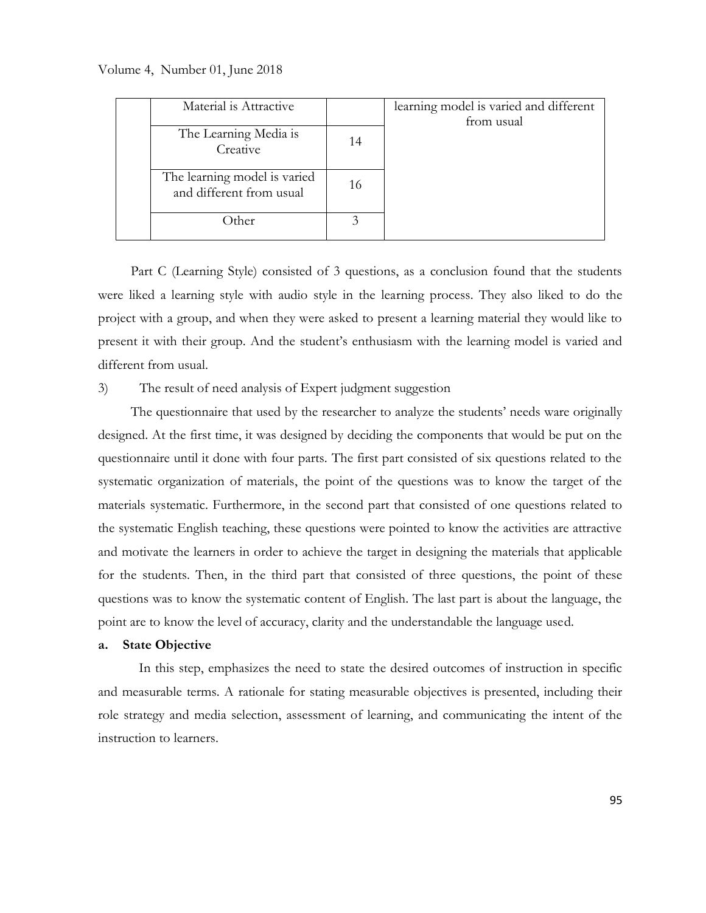|  | Material is Attractive |  | learning model is varied and different from usual |
|---|---|---|---|
|  | The Learning Media is Creative | 14 |  |
|  | The learning model is varied and different from usual | 16 |  |
|  | Other | 3 |  |

Part C (Learning Style) consisted of 3 questions, as a conclusion found that the students were liked a learning style with audio style in the learning process. They also liked to do the project with a group, and when they were asked to present a learning material they would like to present it with their group. And the student's enthusiasm with the learning model is varied and different from usual.

3) The result of need analysis of Expert judgment suggestion

The questionnaire that used by the researcher to analyze the students' needs ware originally designed. At the first time, it was designed by deciding the components that would be put on the questionnaire until it done with four parts. The first part consisted of six questions related to the systematic organization of materials, the point of the questions was to know the target of the materials systematic. Furthermore, in the second part that consisted of one questions related to the systematic English teaching, these questions were pointed to know the activities are attractive and motivate the learners in order to achieve the target in designing the materials that applicable for the students. Then, in the third part that consisted of three questions, the point of these questions was to know the systematic content of English. The last part is about the language, the point are to know the level of accuracy, clarity and the understandable the language used.

**a. State Objective**

In this step, emphasizes the need to state the desired outcomes of instruction in specific and measurable terms. A rationale for stating measurable objectives is presented, including their role strategy and media selection, assessment of learning, and communicating the intent of the instruction to learners.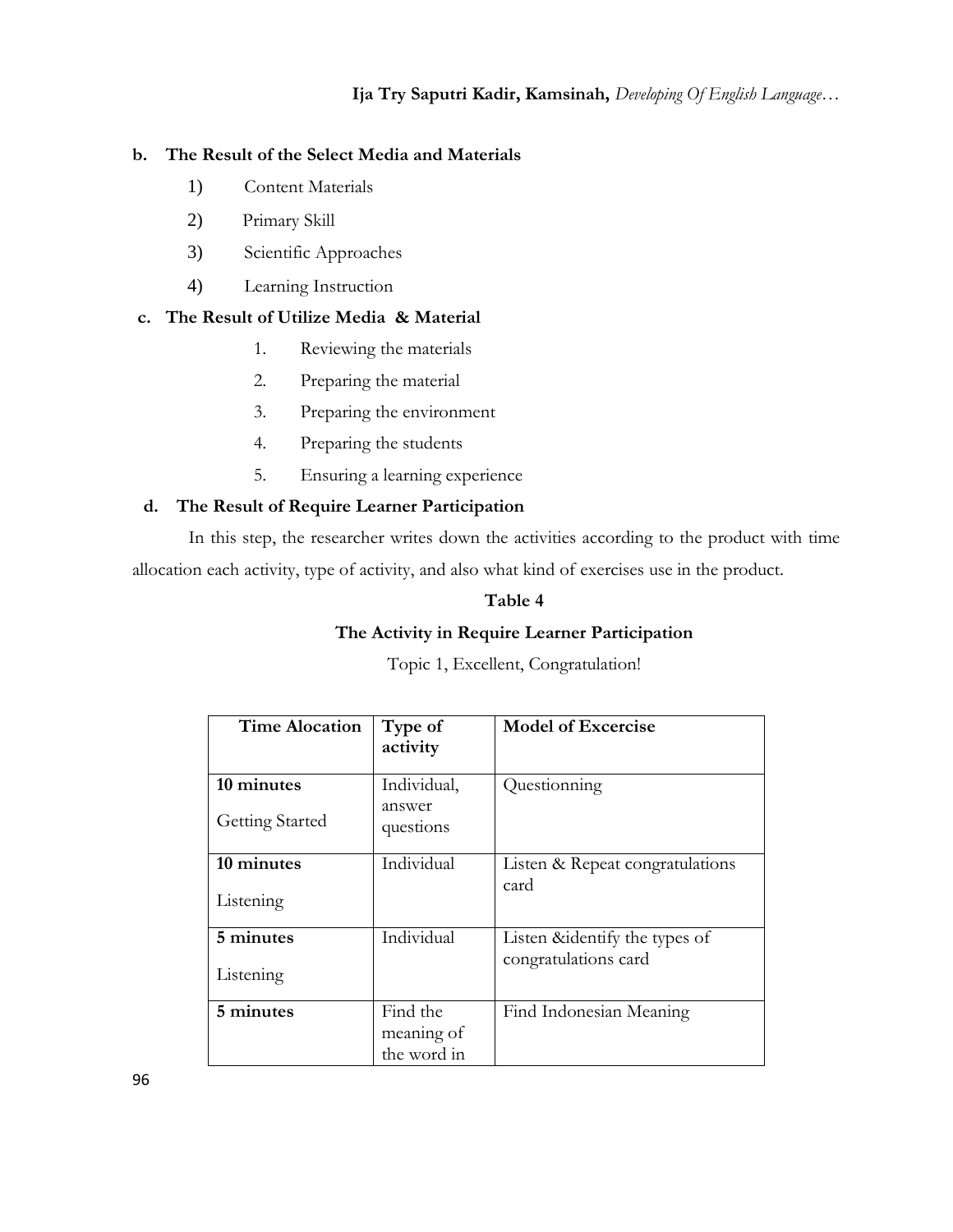**b. The Result of the Select Media and Materials**

1) Content Materials
2) Primary Skill
3) Scientific Approaches
4) Learning Instruction

**c. The Result of Utilize Media & Material**

1. Reviewing the materials
2. Preparing the material
3. Preparing the environment
4. Preparing the students
5. Ensuring a learning experience

**d. The Result of Require Learner Participation**

In this step, the researcher writes down the activities according to the product with time allocation each activity, type of activity, and also what kind of exercises use in the product.

**Table 4**

**The Activity in Require Learner Participation**

Topic 1, Excellent, Congratulation!

| Time Alocation | Type of activity | Model of Excercise |
|---|---|---|
| **10 minutes** Getting Started | Individual, answer questions | Questionning |
| **10 minutes** Listening | Individual | Listen & Repeat congratulations card |
| **5 minutes** Listening | Individual | Listen &identify the types of congratulations card |
| **5 minutes** | Find the meaning of the word in | Find Indonesian Meaning |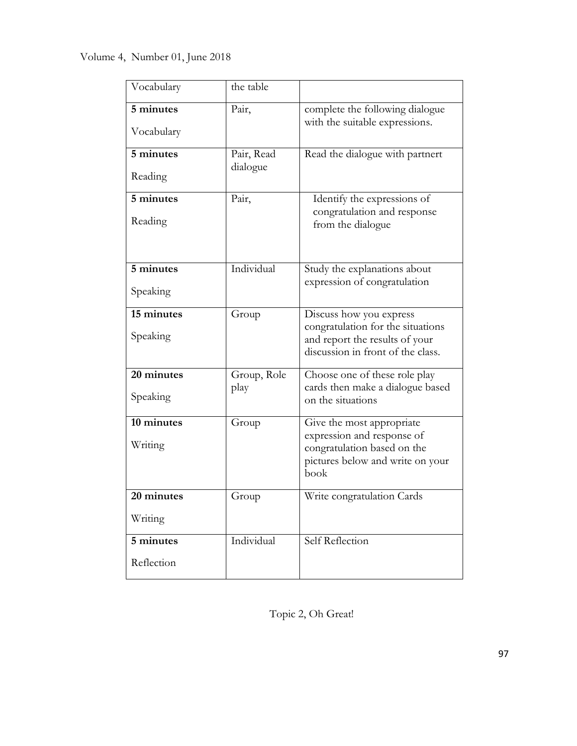| | | |
|---|---|---|
| Vocabulary | the table | |
| **5 minutes**<br>Vocabulary | Pair, | complete the following dialogue with the suitable expressions. |
| **5 minutes**<br>Reading | Pair, Read dialogue | Read the dialogue with partnert |
| **5 minutes**<br>Reading | Pair, | Identify the expressions of congratulation and response from the dialogue |
| **5 minutes**<br>Speaking | Individual | Study the explanations about expression of congratulation |
| **15 minutes**<br>Speaking | Group | Discuss how you express congratulation for the situations and report the results of your discussion in front of the class. |
| **20 minutes**<br>Speaking | Group, Role play | Choose one of these role play cards then make a dialogue based on the situations |
| **10 minutes**<br>Writing | Group | Give the most appropriate expression and response of congratulation based on the pictures below and write on your book |
| **20 minutes**<br>Writing | Group | Write congratulation Cards |
| **5 minutes**<br>Reflection | Individual | Self Reflection |

Topic 2, Oh Great!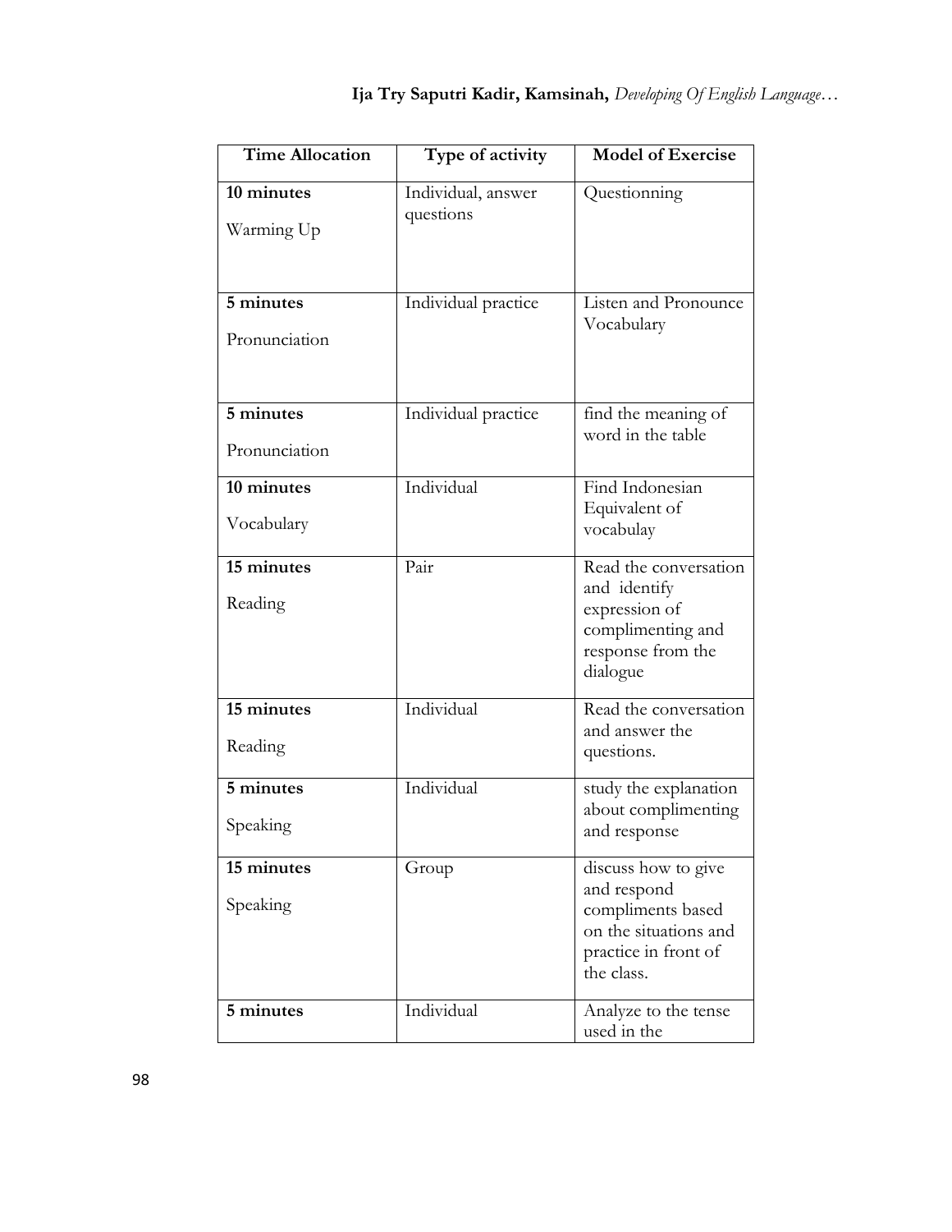| Time Allocation | Type of activity | Model of Exercise |
|---|---|---|
| **10 minutes** Warming Up | Individual, answer questions | Questionning |
| **5 minutes** Pronunciation | Individual practice | Listen and Pronounce Vocabulary |
| **5 minutes** Pronunciation | Individual practice | find the meaning of word in the table |
| **10 minutes** Vocabulary | Individual | Find Indonesian Equivalent of vocabulay |
| **15 minutes** Reading | Pair | Read the conversation and identify expression of complimenting and response from the dialogue |
| **15 minutes** Reading | Individual | Read the conversation and answer the questions. |
| **5 minutes** Speaking | Individual | study the explanation about complimenting and response |
| **15 minutes** Speaking | Group | discuss how to give and respond compliments based on the situations and practice in front of the class. |
| **5 minutes** | Individual | Analyze to the tense used in the |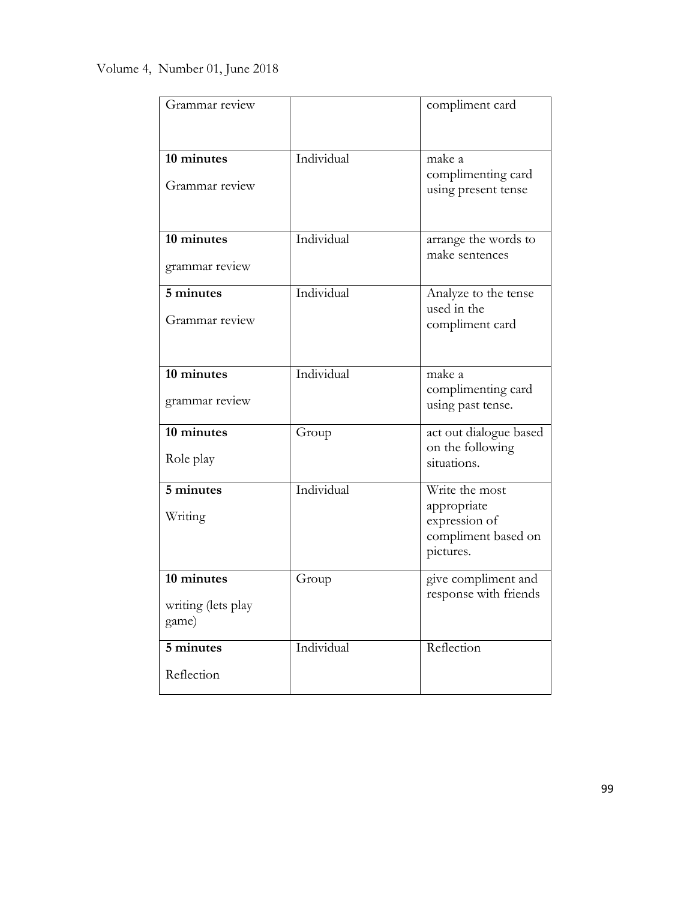| | | |
|---|---|---|
| Grammar review | | compliment card |
| **10 minutes** Grammar review | Individual | make a complimenting card using present tense |
| **10 minutes** grammar review | Individual | arrange the words to make sentences |
| **5 minutes** Grammar review | Individual | Analyze to the tense used in the compliment card |
| **10 minutes** grammar review | Individual | make a complimenting card using past tense. |
| **10 minutes** Role play | Group | act out dialogue based on the following situations. |
| **5 minutes** Writing | Individual | Write the most appropriate expression of compliment based on pictures. |
| **10 minutes** writing (lets play game) | Group | give compliment and response with friends |
| **5 minutes** Reflection | Individual | Reflection |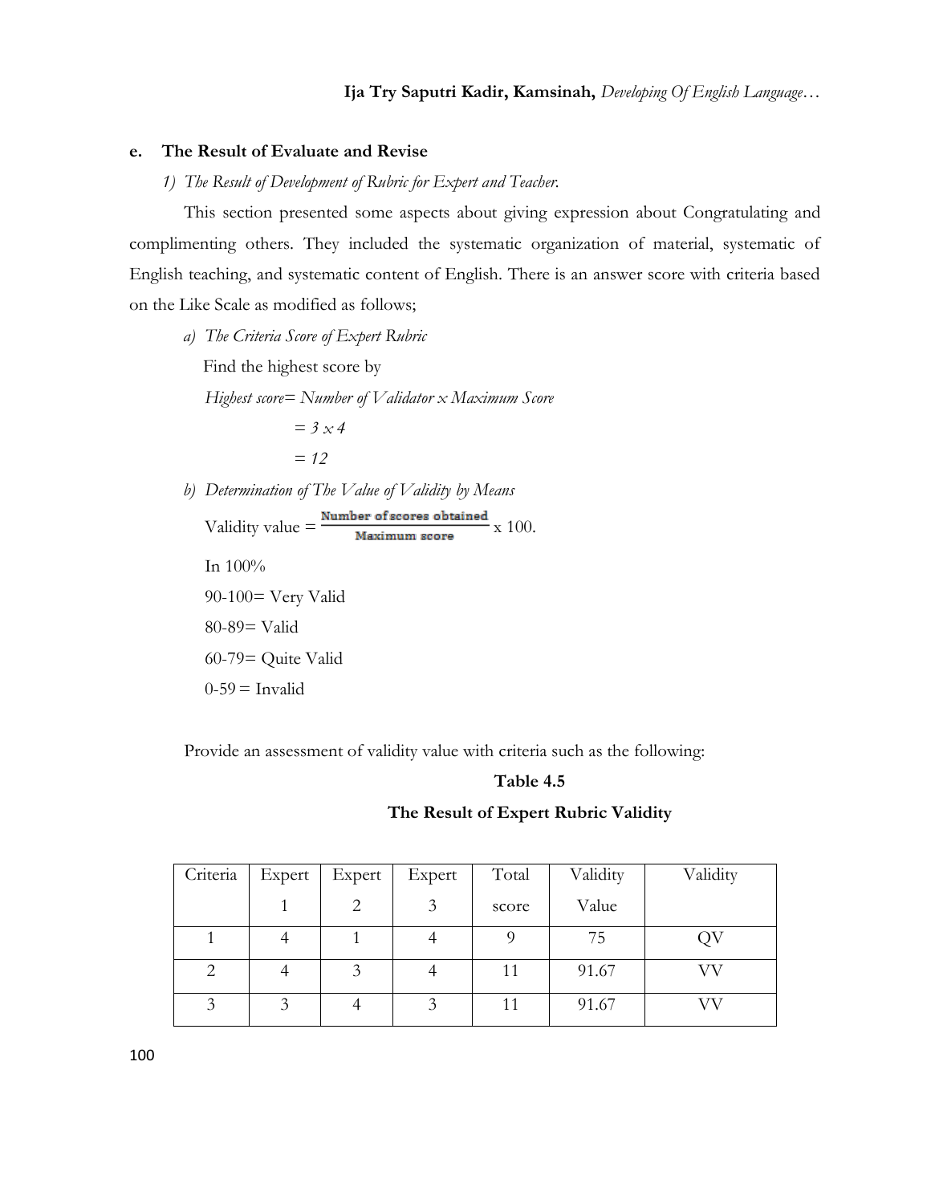**e. The Result of Evaluate and Revise**

*1) The Result of Development of Rubric for Expert and Teacher.*

This section presented some aspects about giving expression about Congratulating and complimenting others. They included the systematic organization of material, systematic of English teaching, and systematic content of English. There is an answer score with criteria based on the Like Scale as modified as follows;

*a) The Criteria Score of Expert Rubric*

Find the highest score by

*Highest score= Number of Validator x Maximum Score*

*= 3 x 4*

*= 12*

*b) Determination of The Value of Validity by Means*

$$\text{Validity value} = \frac{\text{Number of scores obtained}}{\text{Maximum score}} \times 100.$$

In 100%

90-100= Very Valid

80-89= Valid

60-79= Quite Valid

0-59 = Invalid

Provide an assessment of validity value with criteria such as the following:

**Table 4.5**

**The Result of Expert Rubric Validity**

| Criteria | Expert 1 | Expert 2 | Expert 3 | Total score | Validity Value | Validity |
|---|---|---|---|---|---|---|
| 1 | 4 | 1 | 4 | 9 | 75 | QV |
| 2 | 4 | 3 | 4 | 11 | 91.67 | VV |
| 3 | 3 | 4 | 3 | 11 | 91.67 | VV |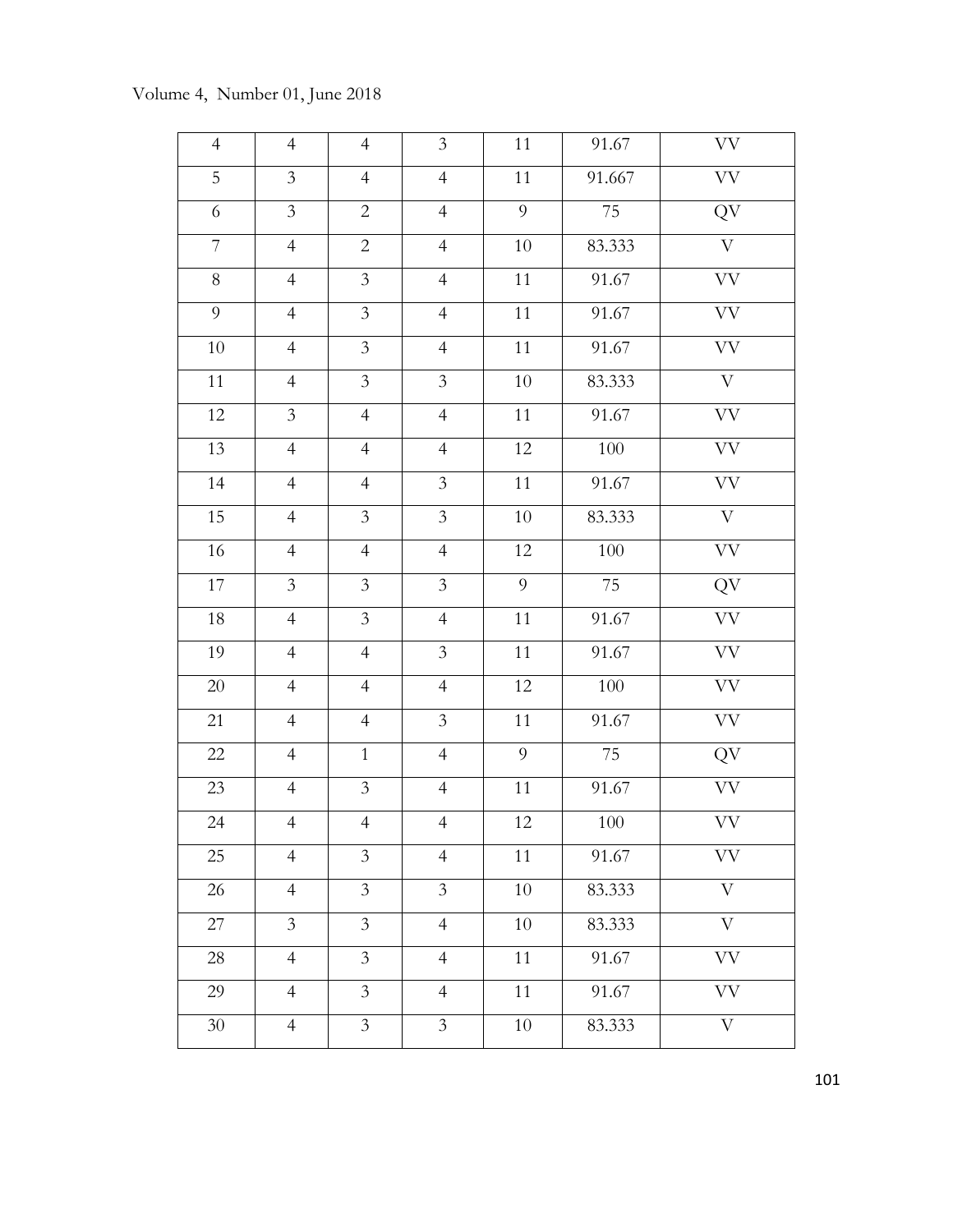| 4 | 4 | 4 | 3 | 11 | 91.67 | VV |
|---|---|---|---|---|---|---|
| 5 | 3 | 4 | 4 | 11 | 91.667 | VV |
| 6 | 3 | 2 | 4 | 9 | 75 | QV |
| 7 | 4 | 2 | 4 | 10 | 83.333 | V |
| 8 | 4 | 3 | 4 | 11 | 91.67 | VV |
| 9 | 4 | 3 | 4 | 11 | 91.67 | VV |
| 10 | 4 | 3 | 4 | 11 | 91.67 | VV |
| 11 | 4 | 3 | 3 | 10 | 83.333 | V |
| 12 | 3 | 4 | 4 | 11 | 91.67 | VV |
| 13 | 4 | 4 | 4 | 12 | 100 | VV |
| 14 | 4 | 4 | 3 | 11 | 91.67 | VV |
| 15 | 4 | 3 | 3 | 10 | 83.333 | V |
| 16 | 4 | 4 | 4 | 12 | 100 | VV |
| 17 | 3 | 3 | 3 | 9 | 75 | QV |
| 18 | 4 | 3 | 4 | 11 | 91.67 | VV |
| 19 | 4 | 4 | 3 | 11 | 91.67 | VV |
| 20 | 4 | 4 | 4 | 12 | 100 | VV |
| 21 | 4 | 4 | 3 | 11 | 91.67 | VV |
| 22 | 4 | 1 | 4 | 9 | 75 | QV |
| 23 | 4 | 3 | 4 | 11 | 91.67 | VV |
| 24 | 4 | 4 | 4 | 12 | 100 | VV |
| 25 | 4 | 3 | 4 | 11 | 91.67 | VV |
| 26 | 4 | 3 | 3 | 10 | 83.333 | V |
| 27 | 3 | 3 | 4 | 10 | 83.333 | V |
| 28 | 4 | 3 | 4 | 11 | 91.67 | VV |
| 29 | 4 | 3 | 4 | 11 | 91.67 | VV |
| 30 | 4 | 3 | 3 | 10 | 83.333 | V |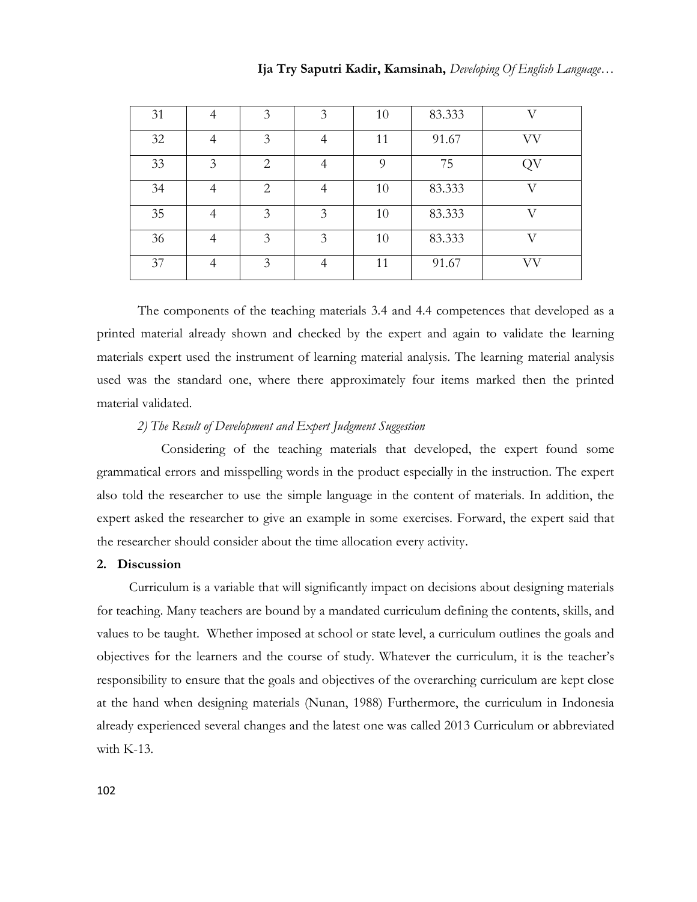| | | | | | | |
|---|---|---|---|---|---|---|
| 31 | 4 | 3 | 3 | 10 | 83.333 | V |
| 32 | 4 | 3 | 4 | 11 | 91.67 | VV |
| 33 | 3 | 2 | 4 | 9 | 75 | QV |
| 34 | 4 | 2 | 4 | 10 | 83.333 | V |
| 35 | 4 | 3 | 3 | 10 | 83.333 | V |
| 36 | 4 | 3 | 3 | 10 | 83.333 | V |
| 37 | 4 | 3 | 4 | 11 | 91.67 | VV |

The components of the teaching materials 3.4 and 4.4 competences that developed as a printed material already shown and checked by the expert and again to validate the learning materials expert used the instrument of learning material analysis. The learning material analysis used was the standard one, where there approximately four items marked then the printed material validated.

*2) The Result of Development and Expert Judgment Suggestion*

Considering of the teaching materials that developed, the expert found some grammatical errors and misspelling words in the product especially in the instruction. The expert also told the researcher to use the simple language in the content of materials. In addition, the expert asked the researcher to give an example in some exercises. Forward, the expert said that the researcher should consider about the time allocation every activity.

**2. Discussion**

Curriculum is a variable that will significantly impact on decisions about designing materials for teaching. Many teachers are bound by a mandated curriculum defining the contents, skills, and values to be taught. Whether imposed at school or state level, a curriculum outlines the goals and objectives for the learners and the course of study. Whatever the curriculum, it is the teacher's responsibility to ensure that the goals and objectives of the overarching curriculum are kept close at the hand when designing materials (Nunan, 1988) Furthermore, the curriculum in Indonesia already experienced several changes and the latest one was called 2013 Curriculum or abbreviated with K-13.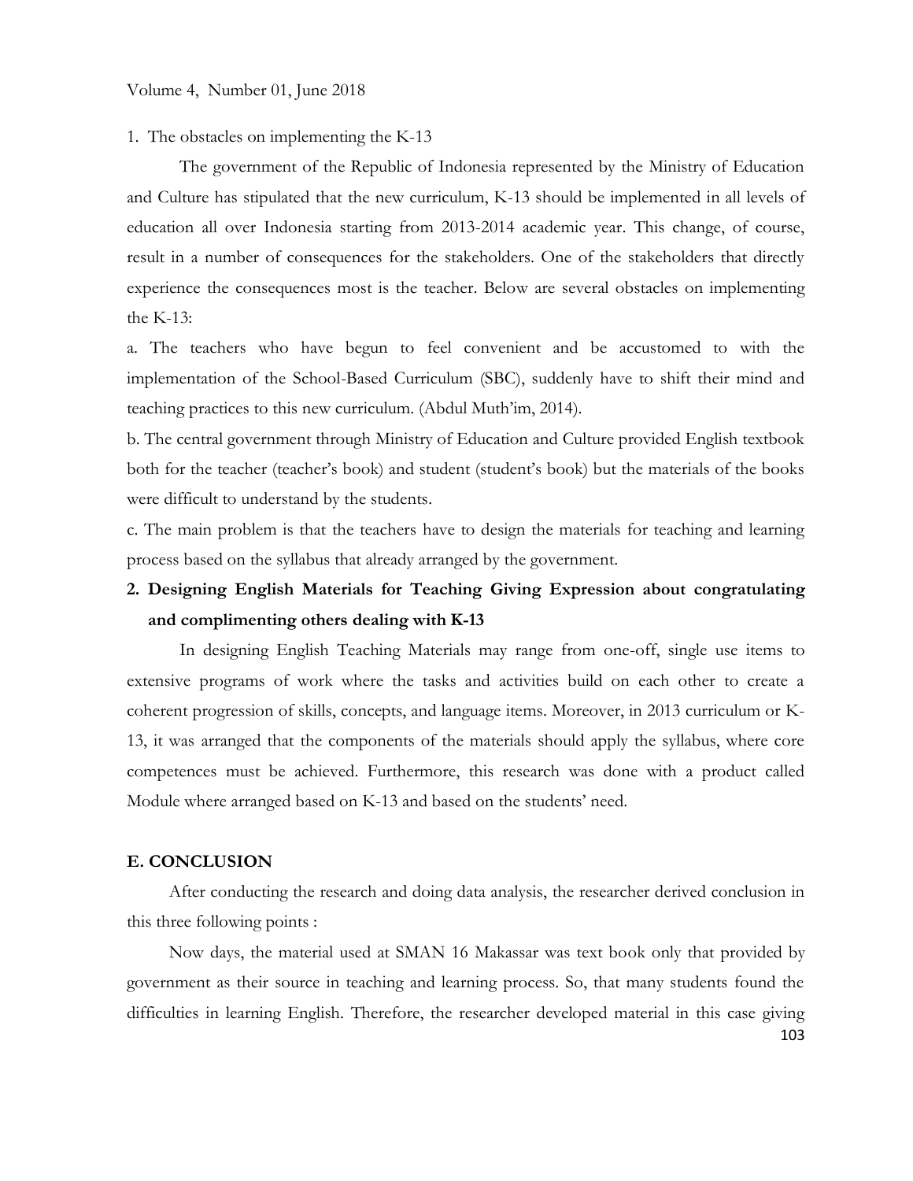1. The obstacles on implementing the K-13

The government of the Republic of Indonesia represented by the Ministry of Education and Culture has stipulated that the new curriculum, K-13 should be implemented in all levels of education all over Indonesia starting from 2013-2014 academic year. This change, of course, result in a number of consequences for the stakeholders. One of the stakeholders that directly experience the consequences most is the teacher. Below are several obstacles on implementing the K-13:

a. The teachers who have begun to feel convenient and be accustomed to with the implementation of the School-Based Curriculum (SBC), suddenly have to shift their mind and teaching practices to this new curriculum. (Abdul Muth'im, 2014).

b. The central government through Ministry of Education and Culture provided English textbook both for the teacher (teacher's book) and student (student's book) but the materials of the books were difficult to understand by the students.

c. The main problem is that the teachers have to design the materials for teaching and learning process based on the syllabus that already arranged by the government.

**2. Designing English Materials for Teaching Giving Expression about congratulating and complimenting others dealing with K-13**

In designing English Teaching Materials may range from one-off, single use items to extensive programs of work where the tasks and activities build on each other to create a coherent progression of skills, concepts, and language items. Moreover, in 2013 curriculum or K-13, it was arranged that the components of the materials should apply the syllabus, where core competences must be achieved. Furthermore, this research was done with a product called Module where arranged based on K-13 and based on the students' need.

## E. CONCLUSION

After conducting the research and doing data analysis, the researcher derived conclusion in this three following points :

Now days, the material used at SMAN 16 Makassar was text book only that provided by government as their source in teaching and learning process. So, that many students found the difficulties in learning English. Therefore, the researcher developed material in this case giving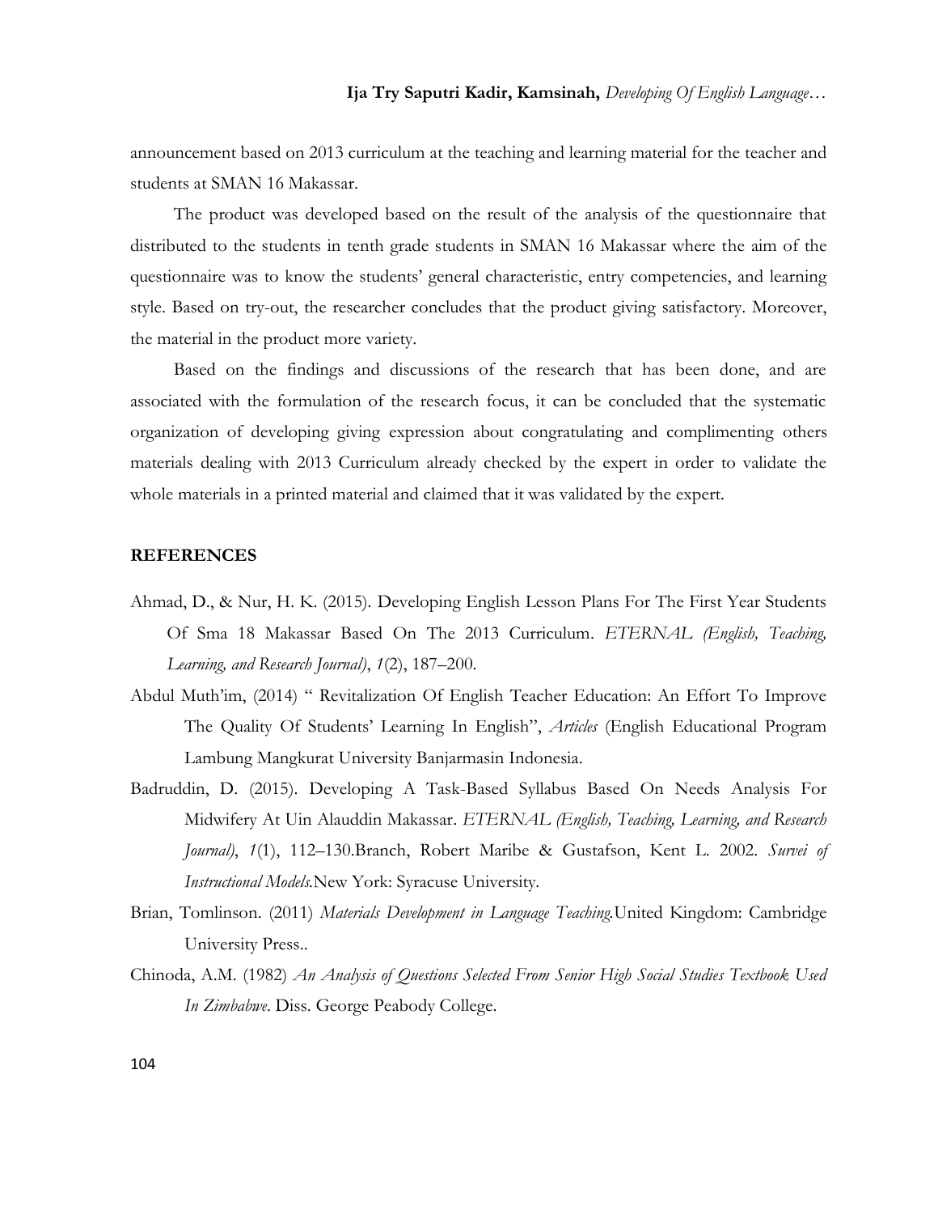announcement based on 2013 curriculum at the teaching and learning material for the teacher and students at SMAN 16 Makassar.

The product was developed based on the result of the analysis of the questionnaire that distributed to the students in tenth grade students in SMAN 16 Makassar where the aim of the questionnaire was to know the students' general characteristic, entry competencies, and learning style. Based on try-out, the researcher concludes that the product giving satisfactory. Moreover, the material in the product more variety.

Based on the findings and discussions of the research that has been done, and are associated with the formulation of the research focus, it can be concluded that the systematic organization of developing giving expression about congratulating and complimenting others materials dealing with 2013 Curriculum already checked by the expert in order to validate the whole materials in a printed material and claimed that it was validated by the expert.

## REFERENCES

Ahmad, D., & Nur, H. K. (2015). Developing English Lesson Plans For The First Year Students Of Sma 18 Makassar Based On The 2013 Curriculum. *ETERNAL (English, Teaching, Learning, and Research Journal)*, *1*(2), 187–200.

Abdul Muth'im, (2014) " Revitalization Of English Teacher Education: An Effort To Improve The Quality Of Students' Learning In English", *Articles* (English Educational Program Lambung Mangkurat University Banjarmasin Indonesia.

Badruddin, D. (2015). Developing A Task-Based Syllabus Based On Needs Analysis For Midwifery At Uin Alauddin Makassar. *ETERNAL (English, Teaching, Learning, and Research Journal)*, *1*(1), 112–130.Branch, Robert Maribe & Gustafson, Kent L. 2002. *Survei of Instructional Models*.New York: Syracuse University.

Brian, Tomlinson. (2011) *Materials Development in Language Teaching*.United Kingdom: Cambridge University Press..

Chinoda, A.M. (1982) *An Analysis of Questions Selected From Senior High Social Studies Textbook Used In Zimbabwe*. Diss. George Peabody College.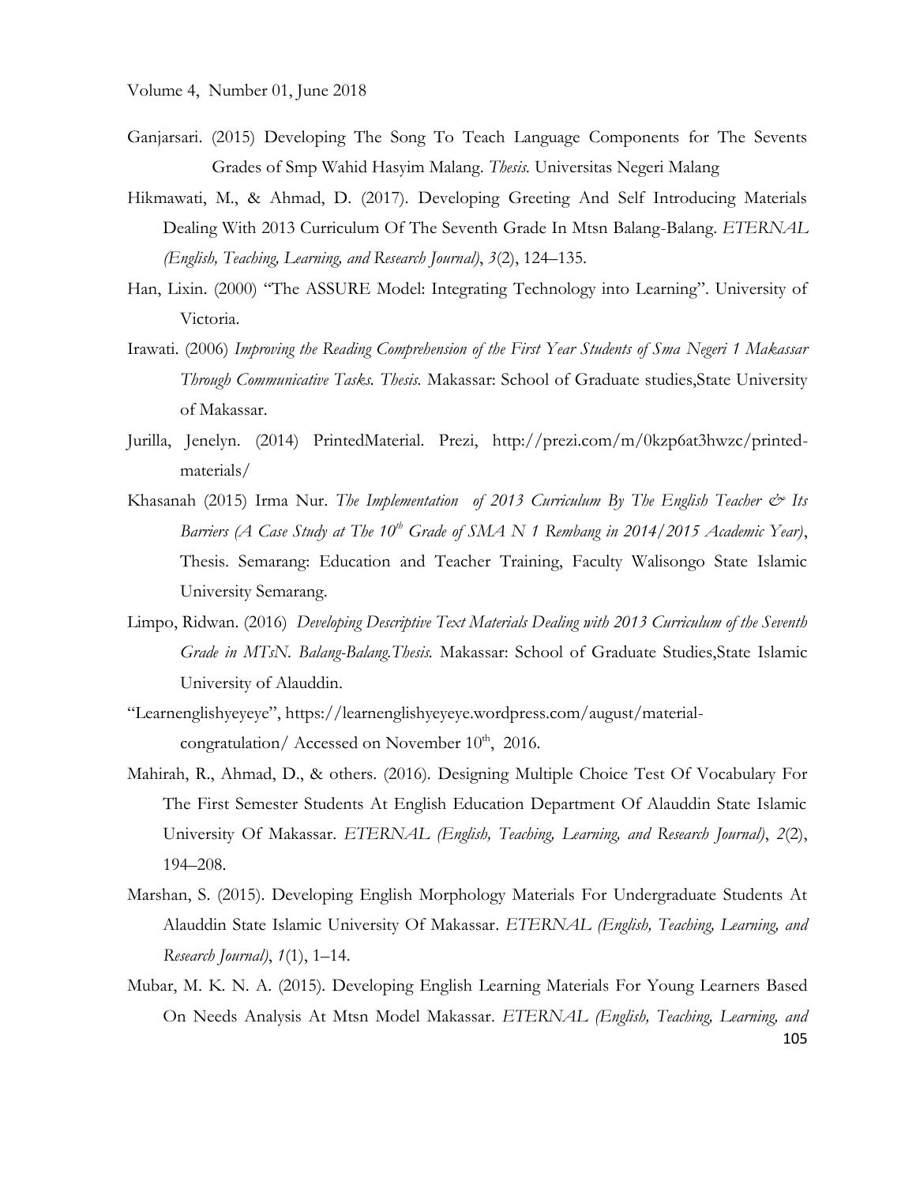Ganjarsari. (2015) Developing The Song To Teach Language Components for The Sevents Grades of Smp Wahid Hasyim Malang. *Thesis.* Universitas Negeri Malang

Hikmawati, M., & Ahmad, D. (2017). Developing Greeting And Self Introducing Materials Dealing With 2013 Curriculum Of The Seventh Grade In Mtsn Balang-Balang. *ETERNAL (English, Teaching, Learning, and Research Journal)*, *3*(2), 124–135.

Han, Lixin. (2000) "The ASSURE Model: Integrating Technology into Learning". University of Victoria.

Irawati. (2006) *Improving the Reading Comprehension of the First Year Students of Sma Negeri 1 Makassar Through Communicative Tasks. Thesis.* Makassar: School of Graduate studies,State University of Makassar.

Jurilla, Jenelyn. (2014) PrintedMaterial. Prezi, http://prezi.com/m/0kzp6at3hwzc/printed-materials/

Khasanah (2015) Irma Nur. *The Implementation of 2013 Curriculum By The English Teacher & Its Barriers (A Case Study at The 10th Grade of SMA N 1 Rembang in 2014/2015 Academic Year)*, Thesis. Semarang: Education and Teacher Training, Faculty Walisongo State Islamic University Semarang.

Limpo, Ridwan. (2016) *Developing Descriptive Text Materials Dealing with 2013 Curriculum of the Seventh Grade in MTsN. Balang-Balang.Thesis.* Makassar: School of Graduate Studies,State Islamic University of Alauddin.

"Learnenglishyeyeye", https://learnenglishyeyeye.wordpress.com/august/material-congratulation/ Accessed on November 10th, 2016.

Mahirah, R., Ahmad, D., & others. (2016). Designing Multiple Choice Test Of Vocabulary For The First Semester Students At English Education Department Of Alauddin State Islamic University Of Makassar. *ETERNAL (English, Teaching, Learning, and Research Journal)*, *2*(2), 194–208.

Marshan, S. (2015). Developing English Morphology Materials For Undergraduate Students At Alauddin State Islamic University Of Makassar. *ETERNAL (English, Teaching, Learning, and Research Journal)*, *1*(1), 1–14.

Mubar, M. K. N. A. (2015). Developing English Learning Materials For Young Learners Based On Needs Analysis At Mtsn Model Makassar. *ETERNAL (English, Teaching, Learning, and*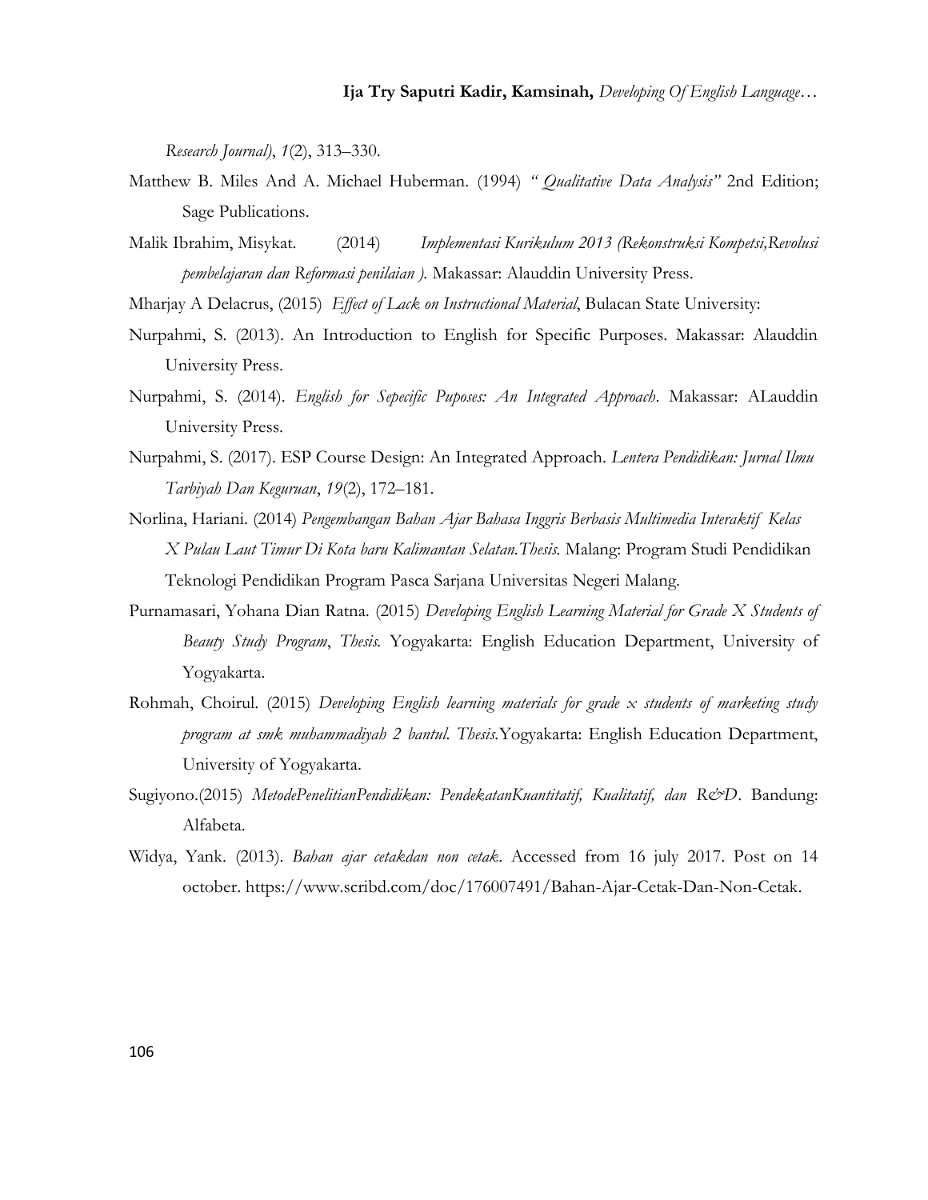*Research Journal)*, *1*(2), 313–330.

Matthew B. Miles And A. Michael Huberman. (1994) *" Qualitative Data Analysis"* 2nd Edition; Sage Publications.

Malik Ibrahim, Misykat. (2014) *Implementasi Kurikulum 2013 (Rekonstruksi Kompetsi,Revolusi pembelajaran dan Reformasi penilaian ).* Makassar: Alauddin University Press.

Mharjay A Delacrus, (2015) *Effect of Lack on Instructional Material*, Bulacan State University:

Nurpahmi, S. (2013). An Introduction to English for Specific Purposes. Makassar: Alauddin University Press.

Nurpahmi, S. (2014). *English for Sepecific Puposes: An Integrated Approach*. Makassar: ALauddin University Press.

Nurpahmi, S. (2017). ESP Course Design: An Integrated Approach. *Lentera Pendidikan: Jurnal Ilmu Tarbiyah Dan Keguruan*, *19*(2), 172–181.

Norlina, Hariani. (2014) *Pengembangan Bahan Ajar Bahasa Inggris Berbasis Multimedia Interaktif Kelas X Pulau Laut Timur Di Kota baru Kalimantan Selatan.Thesis.* Malang: Program Studi Pendidikan Teknologi Pendidikan Program Pasca Sarjana Universitas Negeri Malang.

Purnamasari, Yohana Dian Ratna. (2015) *Developing English Learning Material for Grade X Students of Beauty Study Program*, *Thesis.* Yogyakarta: English Education Department, University of Yogyakarta.

Rohmah, Choirul. (2015) *Developing English learning materials for grade x students of marketing study program at smk muhammadiyah 2 bantul. Thesis.*Yogyakarta: English Education Department, University of Yogyakarta.

Sugiyono.(2015) *MetodePenelitianPendidikan: PendekatanKuantitatif, Kualitatif, dan R&D*. Bandung: Alfabeta.

Widya, Yank. (2013). *Bahan ajar cetakdan non cetak*. Accessed from 16 july 2017. Post on 14 october. https://www.scribd.com/doc/176007491/Bahan-Ajar-Cetak-Dan-Non-Cetak.